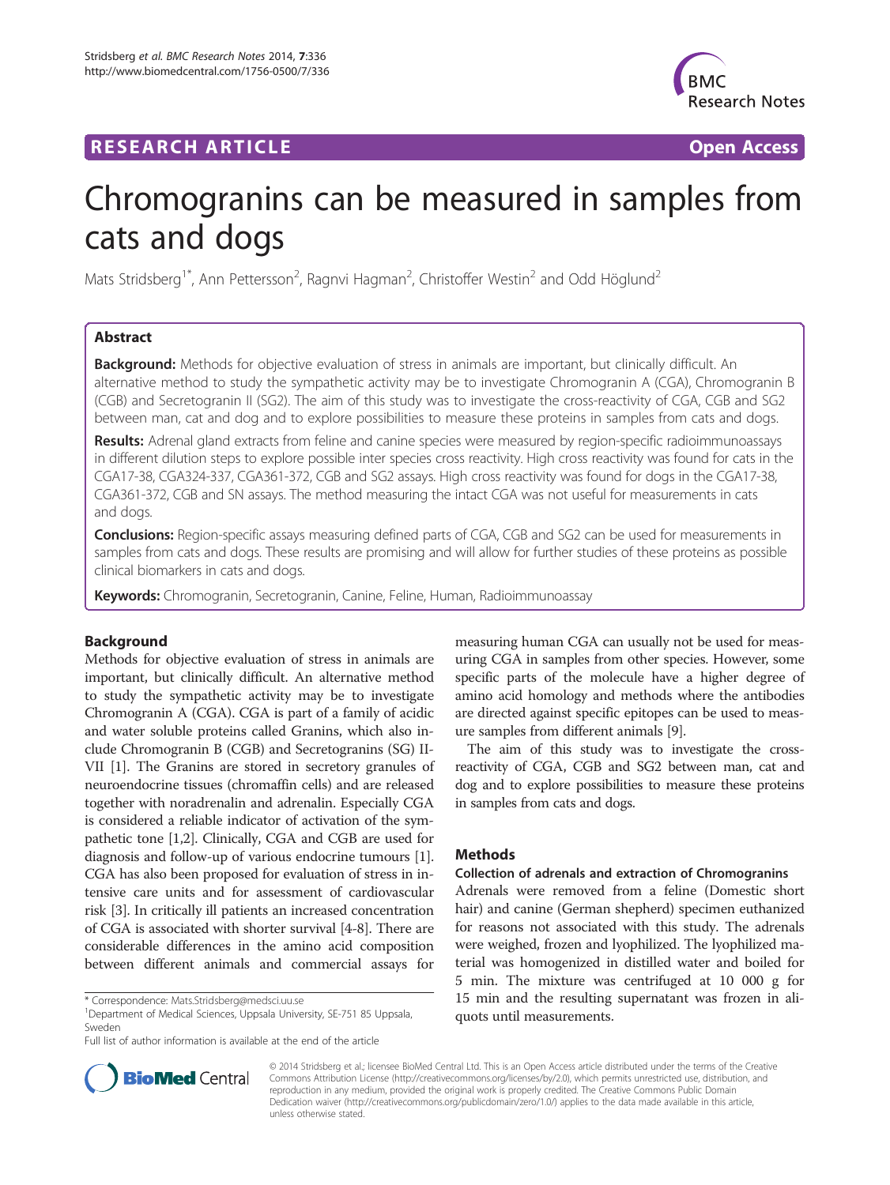RESEARCH ARTICLE Open Access

# Chromogranins can be measured in samples from cats and dogs

Mats Stridsberg[1*], Ann Pettersson[2], Ragnvi Hagman[2], Christoffer Westin[2] and Odd Höglund[2]

## Abstract

**Background:** Methods for objective evaluation of stress in animals are important, but clinically difficult. An alternative method to study the sympathetic activity may be to investigate Chromogranin A (CGA), Chromogranin B (CGB) and Secretogranin II (SG2). The aim of this study was to investigate the cross-reactivity of CGA, CGB and SG2 between man, cat and dog and to explore possibilities to measure these proteins in samples from cats and dogs.

**Results:** Adrenal gland extracts from feline and canine species were measured by region-specific radioimmunoassays in different dilution steps to explore possible inter species cross reactivity. High cross reactivity was found for cats in the CGA17-38, CGA324-337, CGA361-372, CGB and SG2 assays. High cross reactivity was found for dogs in the CGA17-38, CGA361-372, CGB and SN assays. The method measuring the intact CGA was not useful for measurements in cats and dogs.

**Conclusions:** Region-specific assays measuring defined parts of CGA, CGB and SG2 can be used for measurements in samples from cats and dogs. These results are promising and will allow for further studies of these proteins as possible clinical biomarkers in cats and dogs.

**Keywords:** Chromogranin, Secretogranin, Canine, Feline, Human, Radioimmunoassay

## Background

Methods for objective evaluation of stress in animals are important, but clinically difficult. An alternative method to study the sympathetic activity may be to investigate Chromogranin A (CGA). CGA is part of a family of acidic and water soluble proteins called Granins, which also include Chromogranin B (CGB) and Secretogranins (SG) II-VII [1]. The Granins are stored in secretory granules of neuroendocrine tissues (chromaffin cells) and are released together with noradrenalin and adrenalin. Especially CGA is considered a reliable indicator of activation of the sympathetic tone [1,2]. Clinically, CGA and CGB are used for diagnosis and follow-up of various endocrine tumours [1]. CGA has also been proposed for evaluation of stress in intensive care units and for assessment of cardiovascular risk [3]. In critically ill patients an increased concentration of CGA is associated with shorter survival [4-8]. There are considerable differences in the amino acid composition between different animals and commercial assays for measuring human CGA can usually not be used for measuring CGA in samples from other species. However, some specific parts of the molecule have a higher degree of amino acid homology and methods where the antibodies are directed against specific epitopes can be used to measure samples from different animals [9].

The aim of this study was to investigate the cross-reactivity of CGA, CGB and SG2 between man, cat and dog and to explore possibilities to measure these proteins in samples from cats and dogs.

## Methods

### Collection of adrenals and extraction of Chromogranins

Adrenals were removed from a feline (Domestic short hair) and canine (German shepherd) specimen euthanized for reasons not associated with this study. The adrenals were weighed, frozen and lyophilized. The lyophilized material was homogenized in distilled water and boiled for 5 min. The mixture was centrifuged at 10 000 g for 15 min and the resulting supernatant was frozen in aliquots until measurements.

\* Correspondence: Mats.Stridsberg@medsci.uu.se
[1]Department of Medical Sciences, Uppsala University, SE-751 85 Uppsala, Sweden
Full list of author information is available at the end of the article

© 2014 Stridsberg et al.; licensee BioMed Central Ltd. This is an Open Access article distributed under the terms of the Creative Commons Attribution License (http://creativecommons.org/licenses/by/2.0), which permits unrestricted use, distribution, and reproduction in any medium, provided the original work is properly credited. The Creative Commons Public Domain Dedication waiver (http://creativecommons.org/publicdomain/zero/1.0/) applies to the data made available in this article, unless otherwise stated.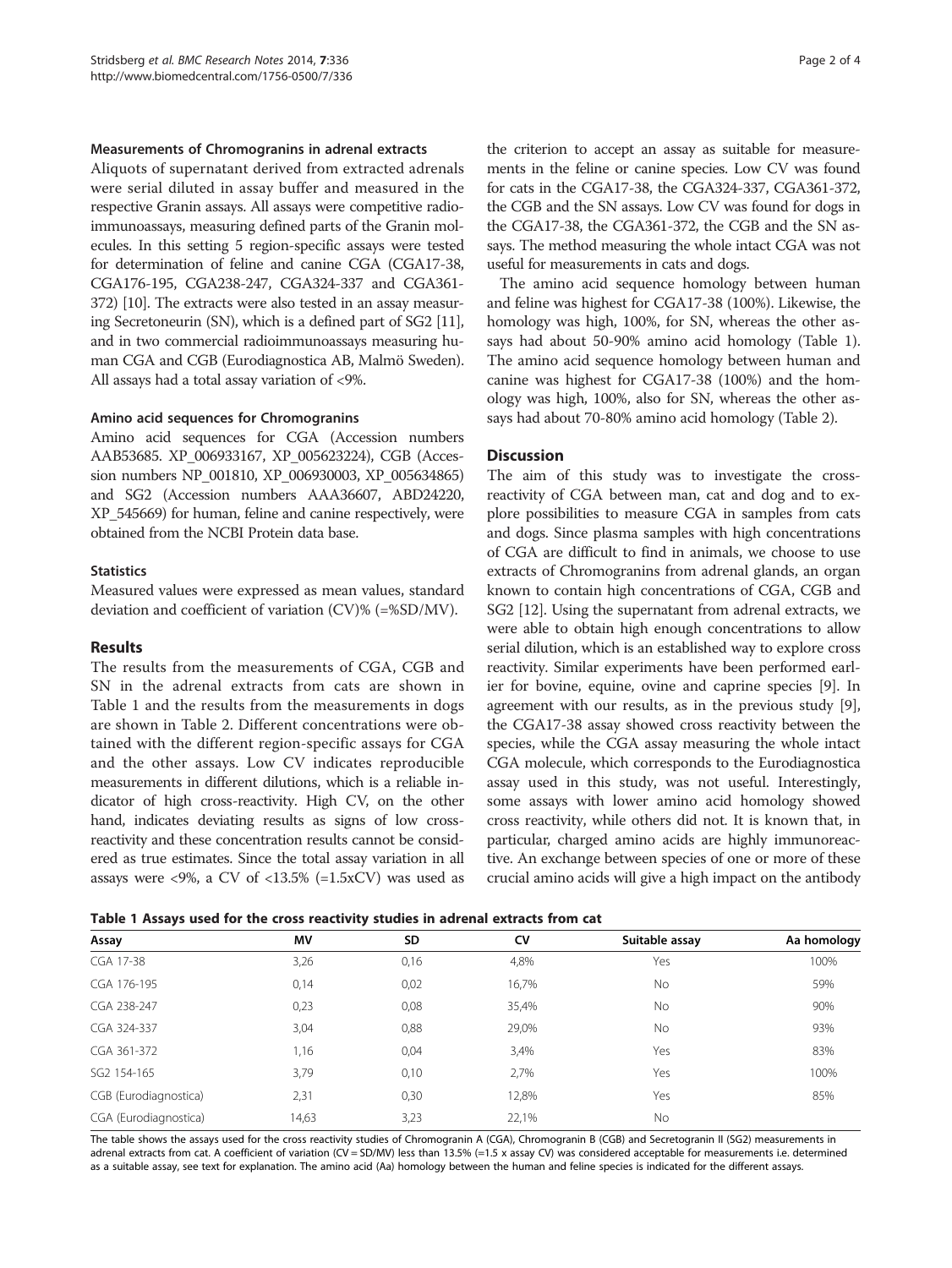### Measurements of Chromogranins in adrenal extracts

Aliquots of supernatant derived from extracted adrenals were serial diluted in assay buffer and measured in the respective Granin assays. All assays were competitive radioimmunoassays, measuring defined parts of the Granin molecules. In this setting 5 region-specific assays were tested for determination of feline and canine CGA (CGA17-38, CGA176-195, CGA238-247, CGA324-337 and CGA361-372) [10]. The extracts were also tested in an assay measuring Secretoneurin (SN), which is a defined part of SG2 [11], and in two commercial radioimmunoassays measuring human CGA and CGB (Eurodiagnostica AB, Malmö Sweden). All assays had a total assay variation of <9%.

### Amino acid sequences for Chromogranins

Amino acid sequences for CGA (Accession numbers AAB53685. XP_006933167, XP_005623224), CGB (Accession numbers NP_001810, XP_006930003, XP_005634865) and SG2 (Accession numbers AAA36607, ABD24220, XP_545669) for human, feline and canine respectively, were obtained from the NCBI Protein data base.

### Statistics

Measured values were expressed as mean values, standard deviation and coefficient of variation (CV)% (=%SD/MV).

## Results

The results from the measurements of CGA, CGB and SN in the adrenal extracts from cats are shown in Table 1 and the results from the measurements in dogs are shown in Table 2. Different concentrations were obtained with the different region-specific assays for CGA and the other assays. Low CV indicates reproducible measurements in different dilutions, which is a reliable indicator of high cross-reactivity. High CV, on the other hand, indicates deviating results as signs of low cross-reactivity and these concentration results cannot be considered as true estimates. Since the total assay variation in all assays were <9%, a CV of <13.5% (=1.5xCV) was used as the criterion to accept an assay as suitable for measurements in the feline or canine species. Low CV was found for cats in the CGA17-38, the CGA324-337, CGA361-372, the CGB and the SN assays. Low CV was found for dogs in the CGA17-38, the CGA361-372, the CGB and the SN assays. The method measuring the whole intact CGA was not useful for measurements in cats and dogs.

The amino acid sequence homology between human and feline was highest for CGA17-38 (100%). Likewise, the homology was high, 100%, for SN, whereas the other assays had about 50-90% amino acid homology (Table 1). The amino acid sequence homology between human and canine was highest for CGA17-38 (100%) and the homology was high, 100%, also for SN, whereas the other assays had about 70-80% amino acid homology (Table 2).

## Discussion

The aim of this study was to investigate the cross-reactivity of CGA between man, cat and dog and to explore possibilities to measure CGA in samples from cats and dogs. Since plasma samples with high concentrations of CGA are difficult to find in animals, we choose to use extracts of Chromogranins from adrenal glands, an organ known to contain high concentrations of CGA, CGB and SG2 [12]. Using the supernatant from adrenal extracts, we were able to obtain high enough concentrations to allow serial dilution, which is an established way to explore cross reactivity. Similar experiments have been performed earlier for bovine, equine, ovine and caprine species [9]. In agreement with our results, as in the previous study [9], the CGA17-38 assay showed cross reactivity between the species, while the CGA assay measuring the whole intact CGA molecule, which corresponds to the Eurodiagnostica assay used in this study, was not useful. Interestingly, some assays with lower amino acid homology showed cross reactivity, while others did not. It is known that, in particular, charged amino acids are highly immunoreactive. An exchange between species of one or more of these crucial amino acids will give a high impact on the antibody

**Table 1 Assays used for the cross reactivity studies in adrenal extracts from cat**

| Assay | MV | SD | CV | Suitable assay | Aa homology |
|---|---|---|---|---|---|
| CGA 17-38 | 3,26 | 0,16 | 4,8% | Yes | 100% |
| CGA 176-195 | 0,14 | 0,02 | 16,7% | No | 59% |
| CGA 238-247 | 0,23 | 0,08 | 35,4% | No | 90% |
| CGA 324-337 | 3,04 | 0,88 | 29,0% | No | 93% |
| CGA 361-372 | 1,16 | 0,04 | 3,4% | Yes | 83% |
| SG2 154-165 | 3,79 | 0,10 | 2,7% | Yes | 100% |
| CGB (Eurodiagnostica) | 2,31 | 0,30 | 12,8% | Yes | 85% |
| CGA (Eurodiagnostica) | 14,63 | 3,23 | 22,1% | No | |

The table shows the assays used for the cross reactivity studies of Chromogranin A (CGA), Chromogranin B (CGB) and Secretogranin II (SG2) measurements in adrenal extracts from cat. A coefficient of variation (CV = SD/MV) less than 13.5% (=1.5 x assay CV) was considered acceptable for measurements i.e. determined as a suitable assay, see text for explanation. The amino acid (Aa) homology between the human and feline species is indicated for the different assays.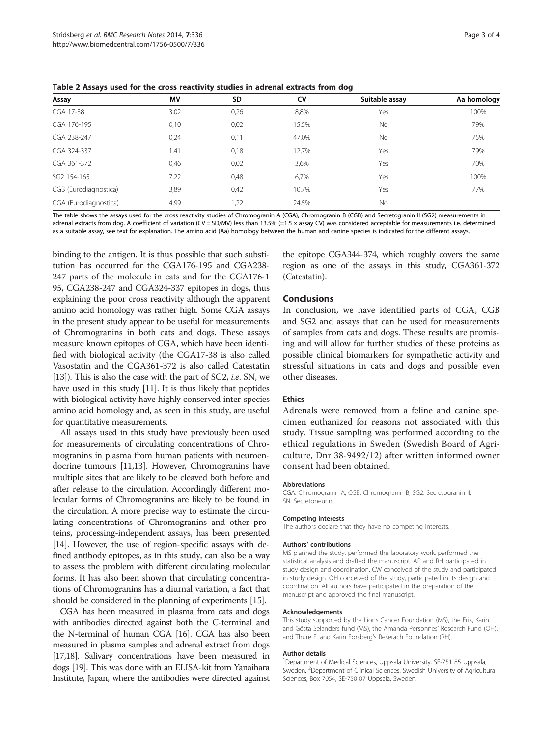**Table 2 Assays used for the cross reactivity studies in adrenal extracts from dog**

| Assay | MV | SD | CV | Suitable assay | Aa homology |
|---|---|---|---|---|---|
| CGA 17-38 | 3,02 | 0,26 | 8,8% | Yes | 100% |
| CGA 176-195 | 0,10 | 0,02 | 15,5% | No | 79% |
| CGA 238-247 | 0,24 | 0,11 | 47,0% | No | 75% |
| CGA 324-337 | 1,41 | 0,18 | 12,7% | Yes | 79% |
| CGA 361-372 | 0,46 | 0,02 | 3,6% | Yes | 70% |
| SG2 154-165 | 7,22 | 0,48 | 6,7% | Yes | 100% |
| CGB (Eurodiagnostica) | 3,89 | 0,42 | 10,7% | Yes | 77% |
| CGA (Eurodiagnostica) | 4,99 | 1,22 | 24,5% | No | |

The table shows the assays used for the cross reactivity studies of Chromogranin A (CGA), Chromogranin B (CGB) and Secretogranin II (SG2) measurements in adrenal extracts from dog. A coefficient of variation (CV = SD/MV) less than 13.5% (=1.5 x assay CV) was considered acceptable for measurements i.e. determined as a suitable assay, see text for explanation. The amino acid (Aa) homology between the human and canine species is indicated for the different assays.

binding to the antigen. It is thus possible that such substitution has occurred for the CGA176-195 and CGA238-247 parts of the molecule in cats and for the CGA176-195, CGA238-247 and CGA324-337 epitopes in dogs, thus explaining the poor cross reactivity although the apparent amino acid homology was rather high. Some CGA assays in the present study appear to be useful for measurements of Chromogranins in both cats and dogs. These assays measure known epitopes of CGA, which have been identified with biological activity (the CGA17-38 is also called Vasostatin and the CGA361-372 is also called Catestatin [13]). This is also the case with the part of SG2, *i.e.* SN, we have used in this study [11]. It is thus likely that peptides with biological activity have highly conserved inter-species amino acid homology and, as seen in this study, are useful for quantitative measurements.

All assays used in this study have previously been used for measurements of circulating concentrations of Chromogranins in plasma from human patients with neuroendocrine tumours [11,13]. However, Chromogranins have multiple sites that are likely to be cleaved both before and after release to the circulation. Accordingly different molecular forms of Chromogranins are likely to be found in the circulation. A more precise way to estimate the circulating concentrations of Chromogranins and other proteins, processing-independent assays, has been presented [14]. However, the use of region-specific assays with defined antibody epitopes, as in this study, can also be a way to assess the problem with different circulating molecular forms. It has also been shown that circulating concentrations of Chromogranins has a diurnal variation, a fact that should be considered in the planning of experiments [15].

CGA has been measured in plasma from cats and dogs with antibodies directed against both the C-terminal and the N-terminal of human CGA [16]. CGA has also been measured in plasma samples and adrenal extract from dogs [17,18]. Salivary concentrations have been measured in dogs [19]. This was done with an ELISA-kit from Yanaihara Institute, Japan, where the antibodies were directed against the epitope CGA344-374, which roughly covers the same region as one of the assays in this study, CGA361-372 (Catestatin).

## Conclusions

In conclusion, we have identified parts of CGA, CGB and SG2 and assays that can be used for measurements of samples from cats and dogs. These results are promising and will allow for further studies of these proteins as possible clinical biomarkers for sympathetic activity and stressful situations in cats and dogs and possible even other diseases.

### Ethics

Adrenals were removed from a feline and canine specimen euthanized for reasons not associated with this study. Tissue sampling was performed according to the ethical regulations in Sweden (Swedish Board of Agriculture, Dnr 38-9492/12) after written informed owner consent had been obtained.

#### Abbreviations

CGA: Chromogranin A; CGB: Chromogranin B; SG2: Secretogranin II; SN: Secretoneurin.

#### Competing interests

The authors declare that they have no competing interests.

#### Authors' contributions

MS planned the study, performed the laboratory work, performed the statistical analysis and drafted the manuscript. AP and RH participated in study design and coordination. CW conceived of the study and participated in study design. OH conceived of the study, participated in its design and coordination. All authors have participated in the preparation of the manuscript and approved the final manuscript.

#### Acknowledgements

This study supported by the Lions Cancer Foundation (MS), the Erik, Karin and Gösta Selanders fund (MS), the Amanda Personnes' Research Fund (OH), and Thure F. and Karin Forsberg's Reserach Foundation (RH).

#### Author details

[1]Department of Medical Sciences, Uppsala University, SE-751 85 Uppsala, Sweden. [2]Department of Clinical Sciences, Swedish University of Agricultural Sciences, Box 7054, SE-750 07 Uppsala, Sweden.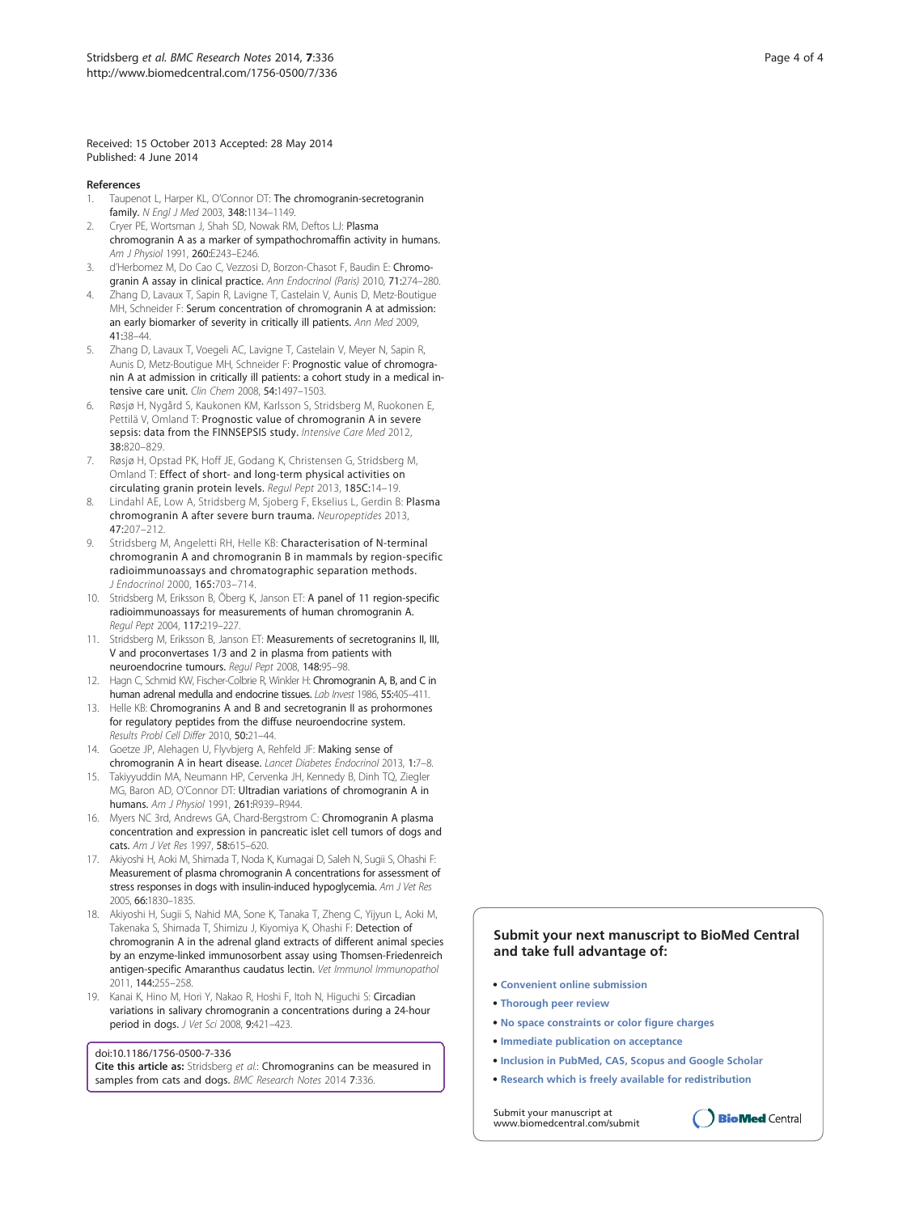Received: 15 October 2013 Accepted: 28 May 2014
Published: 4 June 2014

## References

1. Taupenot L, Harper KL, O'Connor DT: **The chromogranin-secretogranin family.** *N Engl J Med* 2003, **348:**1134–1149.
2. Cryer PE, Wortsman J, Shah SD, Nowak RM, Deftos LJ: **Plasma chromogranin A as a marker of sympathochromaffin activity in humans.** *Am J Physiol* 1991, **260:**E243–E246.
3. d'Herbomez M, Do Cao C, Vezzosi D, Borzon-Chasot F, Baudin E: **Chromogranin A assay in clinical practice.** *Ann Endocrinol (Paris)* 2010, **71:**274–280.
4. Zhang D, Lavaux T, Sapin R, Lavigne T, Castelain V, Aunis D, Metz-Boutigue MH, Schneider F: **Serum concentration of chromogranin A at admission: an early biomarker of severity in critically ill patients.** *Ann Med* 2009, **41:**38–44.
5. Zhang D, Lavaux T, Voegeli AC, Lavigne T, Castelain V, Meyer N, Sapin R, Aunis D, Metz-Boutigue MH, Schneider F: **Prognostic value of chromogranin A at admission in critically ill patients: a cohort study in a medical intensive care unit.** *Clin Chem* 2008, **54:**1497–1503.
6. Røsjø H, Nygård S, Kaukonen KM, Karlsson S, Stridsberg M, Ruokonen E, Pettilä V, Omland T: **Prognostic value of chromogranin A in severe sepsis: data from the FINNSEPSIS study.** *Intensive Care Med* 2012, **38:**820–829.
7. Røsjø H, Opstad PK, Hoff JE, Godang K, Christensen G, Stridsberg M, Omland T: **Effect of short- and long-term physical activities on circulating granin protein levels.** *Regul Pept* 2013, **185C:**14–19.
8. Lindahl AE, Low A, Stridsberg M, Sjoberg F, Ekselius L, Gerdin B: **Plasma chromogranin A after severe burn trauma.** *Neuropeptides* 2013, **47:**207–212.
9. Stridsberg M, Angeletti RH, Helle KB: **Characterisation of N-terminal chromogranin A and chromogranin B in mammals by region-specific radioimmunoassays and chromatographic separation methods.** *J Endocrinol* 2000, **165:**703–714.
10. Stridsberg M, Eriksson B, Öberg K, Janson ET: **A panel of 11 region-specific radioimmunoassays for measurements of human chromogranin A.** *Regul Pept* 2004, **117:**219–227.
11. Stridsberg M, Eriksson B, Janson ET: **Measurements of secretogranins II, III, V and proconvertases 1/3 and 2 in plasma from patients with neuroendocrine tumours.** *Regul Pept* 2008, **148:**95–98.
12. Hagn C, Schmid KW, Fischer-Colbrie R, Winkler H: **Chromogranin A, B, and C in human adrenal medulla and endocrine tissues.** *Lab Invest* 1986, **55:**405–411.
13. Helle KB: **Chromogranins A and B and secretogranin II as prohormones for regulatory peptides from the diffuse neuroendocrine system.** *Results Probl Cell Differ* 2010, **50:**21–44.
14. Goetze JP, Alehagen U, Flyvbjerg A, Rehfeld JF: **Making sense of chromogranin A in heart disease.** *Lancet Diabetes Endocrinol* 2013, **1:**7–8.
15. Takiyyuddin MA, Neumann HP, Cervenka JH, Kennedy B, Dinh TQ, Ziegler MG, Baron AD, O'Connor DT: **Ultradian variations of chromogranin A in humans.** *Am J Physiol* 1991, **261:**R939–R944.
16. Myers NC 3rd, Andrews GA, Chard-Bergstrom C: **Chromogranin A plasma concentration and expression in pancreatic islet cell tumors of dogs and cats.** *Am J Vet Res* 1997, **58:**615–620.
17. Akiyoshi H, Aoki M, Shimada T, Noda K, Kumagai D, Saleh N, Sugii S, Ohashi F: **Measurement of plasma chromogranin A concentrations for assessment of stress responses in dogs with insulin-induced hypoglycemia.** *Am J Vet Res* 2005, **66:**1830–1835.
18. Akiyoshi H, Sugii S, Nahid MA, Sone K, Tanaka T, Zheng C, Yijyun L, Aoki M, Takenaka S, Shimada T, Shimizu J, Kiyomiya K, Ohashi F: **Detection of chromogranin A in the adrenal gland extracts of different animal species by an enzyme-linked immunosorbent assay using Thomsen-Friedenreich antigen-specific Amaranthus caudatus lectin.** *Vet Immunol Immunopathol* 2011, **144:**255–258.
19. Kanai K, Hino M, Hori Y, Nakao R, Hoshi F, Itoh N, Higuchi S: **Circadian variations in salivary chromogranin a concentrations during a 24-hour period in dogs.** *J Vet Sci* 2008, **9:**421–423.

doi:10.1186/1756-0500-7-336
**Cite this article as:** Stridsberg *et al.*: Chromogranins can be measured in samples from cats and dogs. *BMC Research Notes* 2014 **7**:336.

**Submit your next manuscript to BioMed Central and take full advantage of:**

- **Convenient online submission**
- **Thorough peer review**
- **No space constraints or color figure charges**
- **Immediate publication on acceptance**
- **Inclusion in PubMed, CAS, Scopus and Google Scholar**
- **Research which is freely available for redistribution**

Submit your manuscript at
www.biomedcentral.com/submit